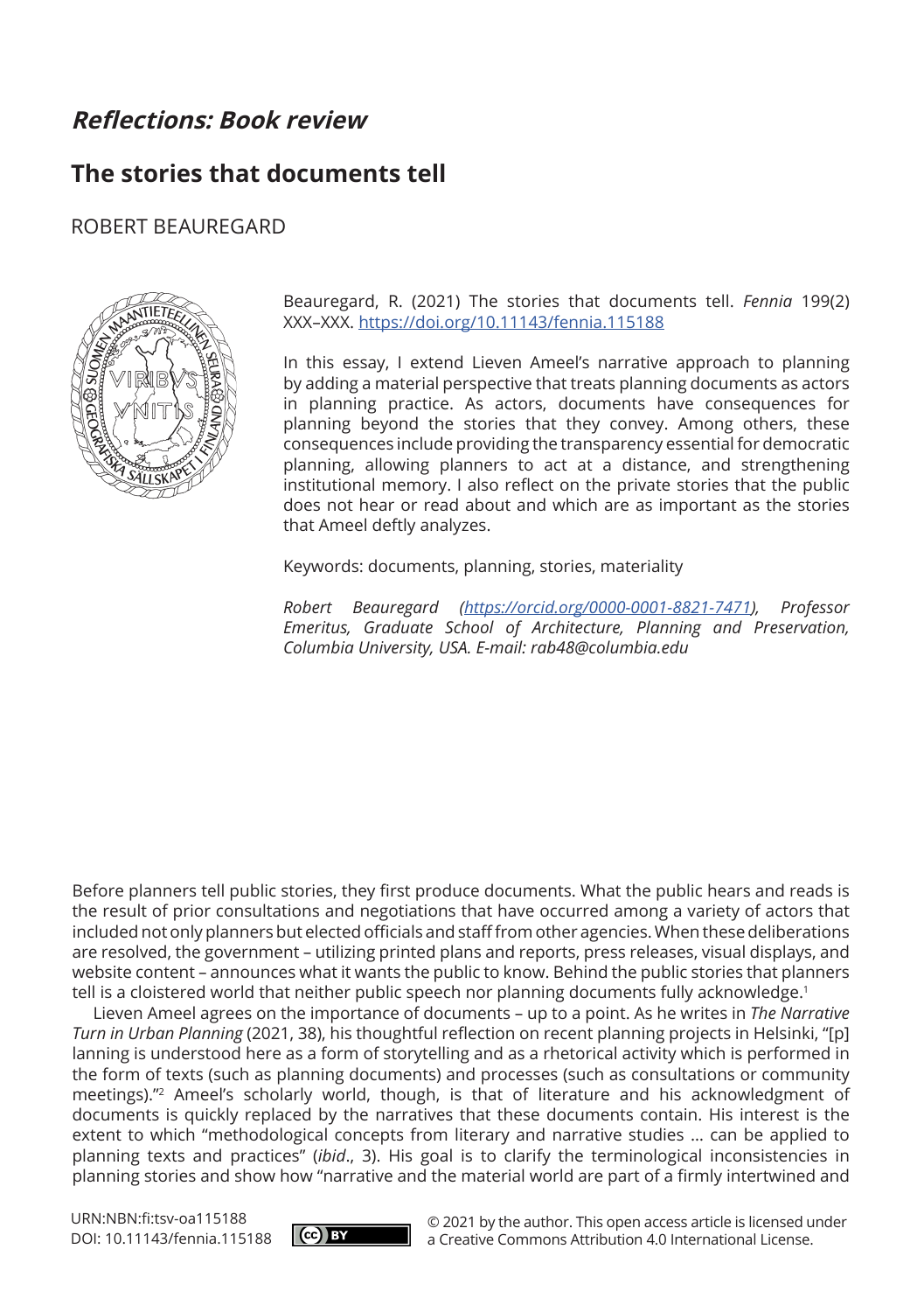*Reflections: Book review*

# The stories that documents tell

ROBERT BEAUREGARD

Beauregard, R. (2021) The stories that documents tell. *Fennia* 199(2) XXX–XXX. https://doi.org/10.11143/fennia.115188

In this essay, I extend Lieven Ameel's narrative approach to planning by adding a material perspective that treats planning documents as actors in planning practice. As actors, documents have consequences for planning beyond the stories that they convey. Among others, these consequences include providing the transparency essential for democratic planning, allowing planners to act at a distance, and strengthening institutional memory. I also reflect on the private stories that the public does not hear or read about and which are as important as the stories that Ameel deftly analyzes.

Keywords: documents, planning, stories, materiality

*Robert Beauregard (https://orcid.org/0000-0001-8821-7471), Professor Emeritus, Graduate School of Architecture, Planning and Preservation, Columbia University, USA. E-mail: rab48@columbia.edu*

Before planners tell public stories, they first produce documents. What the public hears and reads is the result of prior consultations and negotiations that have occurred among a variety of actors that included not only planners but elected officials and staff from other agencies. When these deliberations are resolved, the government – utilizing printed plans and reports, press releases, visual displays, and website content – announces what it wants the public to know. Behind the public stories that planners tell is a cloistered world that neither public speech nor planning documents fully acknowledge.[1]

Lieven Ameel agrees on the importance of documents – up to a point. As he writes in *The Narrative Turn in Urban Planning* (2021, 38), his thoughtful reflection on recent planning projects in Helsinki, "[p]lanning is understood here as a form of storytelling and as a rhetorical activity which is performed in the form of texts (such as planning documents) and processes (such as consultations or community meetings)."[2] Ameel's scholarly world, though, is that of literature and his acknowledgment of documents is quickly replaced by the narratives that these documents contain. His interest is the extent to which "methodological concepts from literary and narrative studies … can be applied to planning texts and practices" (*ibid*., 3). His goal is to clarify the terminological inconsistencies in planning stories and show how "narrative and the material world are part of a firmly intertwined and

URN:NBN:fi:tsv-oa115188
DOI: 10.11143/fennia.115188

© 2021 by the author. This open access article is licensed under a Creative Commons Attribution 4.0 International License.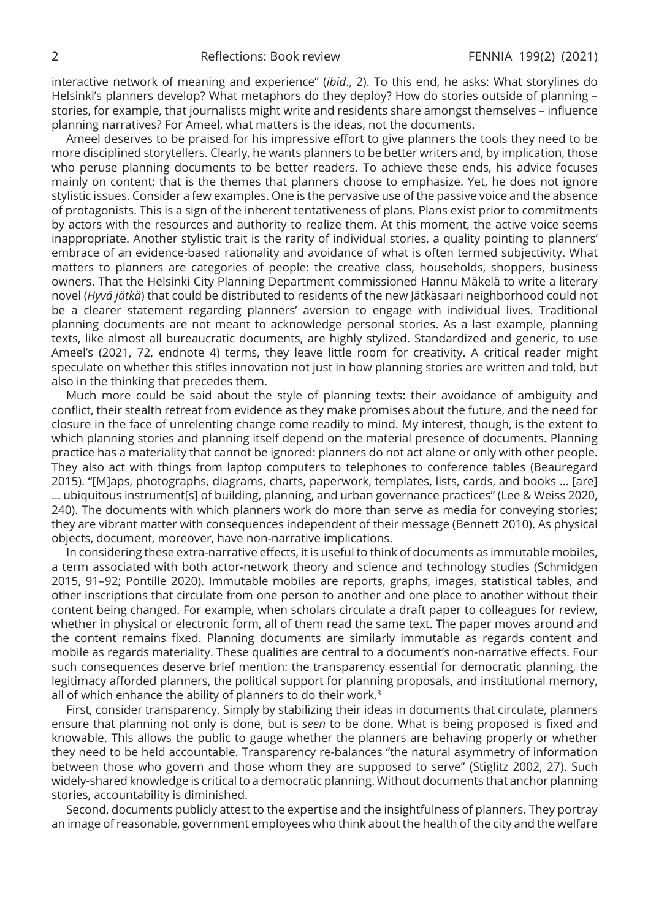interactive network of meaning and experience" (*ibid*., 2). To this end, he asks: What storylines do Helsinki's planners develop? What metaphors do they deploy? How do stories outside of planning – stories, for example, that journalists might write and residents share amongst themselves – influence planning narratives? For Ameel, what matters is the ideas, not the documents.

Ameel deserves to be praised for his impressive effort to give planners the tools they need to be more disciplined storytellers. Clearly, he wants planners to be better writers and, by implication, those who peruse planning documents to be better readers. To achieve these ends, his advice focuses mainly on content; that is the themes that planners choose to emphasize. Yet, he does not ignore stylistic issues. Consider a few examples. One is the pervasive use of the passive voice and the absence of protagonists. This is a sign of the inherent tentativeness of plans. Plans exist prior to commitments by actors with the resources and authority to realize them. At this moment, the active voice seems inappropriate. Another stylistic trait is the rarity of individual stories, a quality pointing to planners' embrace of an evidence-based rationality and avoidance of what is often termed subjectivity. What matters to planners are categories of people: the creative class, households, shoppers, business owners. That the Helsinki City Planning Department commissioned Hannu Mäkelä to write a literary novel (*Hyvä jätkä*) that could be distributed to residents of the new Jätkäsaari neighborhood could not be a clearer statement regarding planners' aversion to engage with individual lives. Traditional planning documents are not meant to acknowledge personal stories. As a last example, planning texts, like almost all bureaucratic documents, are highly stylized. Standardized and generic, to use Ameel's (2021, 72, endnote 4) terms, they leave little room for creativity. A critical reader might speculate on whether this stifles innovation not just in how planning stories are written and told, but also in the thinking that precedes them.

Much more could be said about the style of planning texts: their avoidance of ambiguity and conflict, their stealth retreat from evidence as they make promises about the future, and the need for closure in the face of unrelenting change come readily to mind. My interest, though, is the extent to which planning stories and planning itself depend on the material presence of documents. Planning practice has a materiality that cannot be ignored: planners do not act alone or only with other people. They also act with things from laptop computers to telephones to conference tables (Beauregard 2015). "[M]aps, photographs, diagrams, charts, paperwork, templates, lists, cards, and books … [are] … ubiquitous instrument[s] of building, planning, and urban governance practices" (Lee & Weiss 2020, 240). The documents with which planners work do more than serve as media for conveying stories; they are vibrant matter with consequences independent of their message (Bennett 2010). As physical objects, document, moreover, have non-narrative implications.

In considering these extra-narrative effects, it is useful to think of documents as immutable mobiles, a term associated with both actor-network theory and science and technology studies (Schmidgen 2015, 91–92; Pontille 2020). Immutable mobiles are reports, graphs, images, statistical tables, and other inscriptions that circulate from one person to another and one place to another without their content being changed. For example, when scholars circulate a draft paper to colleagues for review, whether in physical or electronic form, all of them read the same text. The paper moves around and the content remains fixed. Planning documents are similarly immutable as regards content and mobile as regards materiality. These qualities are central to a document's non-narrative effects. Four such consequences deserve brief mention: the transparency essential for democratic planning, the legitimacy afforded planners, the political support for planning proposals, and institutional memory, all of which enhance the ability of planners to do their work.[3]

First, consider transparency. Simply by stabilizing their ideas in documents that circulate, planners ensure that planning not only is done, but is *seen* to be done. What is being proposed is fixed and knowable. This allows the public to gauge whether the planners are behaving properly or whether they need to be held accountable. Transparency re-balances "the natural asymmetry of information between those who govern and those whom they are supposed to serve" (Stiglitz 2002, 27). Such widely-shared knowledge is critical to a democratic planning. Without documents that anchor planning stories, accountability is diminished.

Second, documents publicly attest to the expertise and the insightfulness of planners. They portray an image of reasonable, government employees who think about the health of the city and the welfare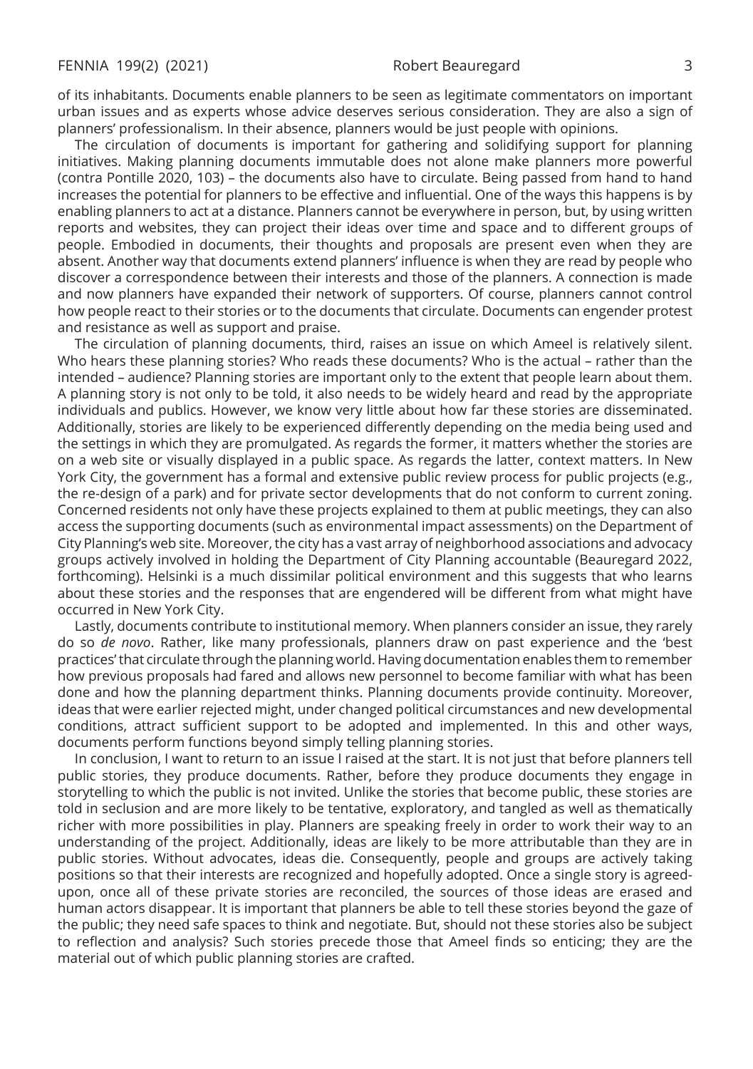of its inhabitants. Documents enable planners to be seen as legitimate commentators on important urban issues and as experts whose advice deserves serious consideration. They are also a sign of planners' professionalism. In their absence, planners would be just people with opinions.

The circulation of documents is important for gathering and solidifying support for planning initiatives. Making planning documents immutable does not alone make planners more powerful (contra Pontille 2020, 103) – the documents also have to circulate. Being passed from hand to hand increases the potential for planners to be effective and influential. One of the ways this happens is by enabling planners to act at a distance. Planners cannot be everywhere in person, but, by using written reports and websites, they can project their ideas over time and space and to different groups of people. Embodied in documents, their thoughts and proposals are present even when they are absent. Another way that documents extend planners' influence is when they are read by people who discover a correspondence between their interests and those of the planners. A connection is made and now planners have expanded their network of supporters. Of course, planners cannot control how people react to their stories or to the documents that circulate. Documents can engender protest and resistance as well as support and praise.

The circulation of planning documents, third, raises an issue on which Ameel is relatively silent. Who hears these planning stories? Who reads these documents? Who is the actual – rather than the intended – audience? Planning stories are important only to the extent that people learn about them. A planning story is not only to be told, it also needs to be widely heard and read by the appropriate individuals and publics. However, we know very little about how far these stories are disseminated. Additionally, stories are likely to be experienced differently depending on the media being used and the settings in which they are promulgated. As regards the former, it matters whether the stories are on a web site or visually displayed in a public space. As regards the latter, context matters. In New York City, the government has a formal and extensive public review process for public projects (e.g., the re-design of a park) and for private sector developments that do not conform to current zoning. Concerned residents not only have these projects explained to them at public meetings, they can also access the supporting documents (such as environmental impact assessments) on the Department of City Planning's web site. Moreover, the city has a vast array of neighborhood associations and advocacy groups actively involved in holding the Department of City Planning accountable (Beauregard 2022, forthcoming). Helsinki is a much dissimilar political environment and this suggests that who learns about these stories and the responses that are engendered will be different from what might have occurred in New York City.

Lastly, documents contribute to institutional memory. When planners consider an issue, they rarely do so *de novo*. Rather, like many professionals, planners draw on past experience and the 'best practices' that circulate through the planning world. Having documentation enables them to remember how previous proposals had fared and allows new personnel to become familiar with what has been done and how the planning department thinks. Planning documents provide continuity. Moreover, ideas that were earlier rejected might, under changed political circumstances and new developmental conditions, attract sufficient support to be adopted and implemented. In this and other ways, documents perform functions beyond simply telling planning stories.

In conclusion, I want to return to an issue I raised at the start. It is not just that before planners tell public stories, they produce documents. Rather, before they produce documents they engage in storytelling to which the public is not invited. Unlike the stories that become public, these stories are told in seclusion and are more likely to be tentative, exploratory, and tangled as well as thematically richer with more possibilities in play. Planners are speaking freely in order to work their way to an understanding of the project. Additionally, ideas are likely to be more attributable than they are in public stories. Without advocates, ideas die. Consequently, people and groups are actively taking positions so that their interests are recognized and hopefully adopted. Once a single story is agreed-upon, once all of these private stories are reconciled, the sources of those ideas are erased and human actors disappear. It is important that planners be able to tell these stories beyond the gaze of the public; they need safe spaces to think and negotiate. But, should not these stories also be subject to reflection and analysis? Such stories precede those that Ameel finds so enticing; they are the material out of which public planning stories are crafted.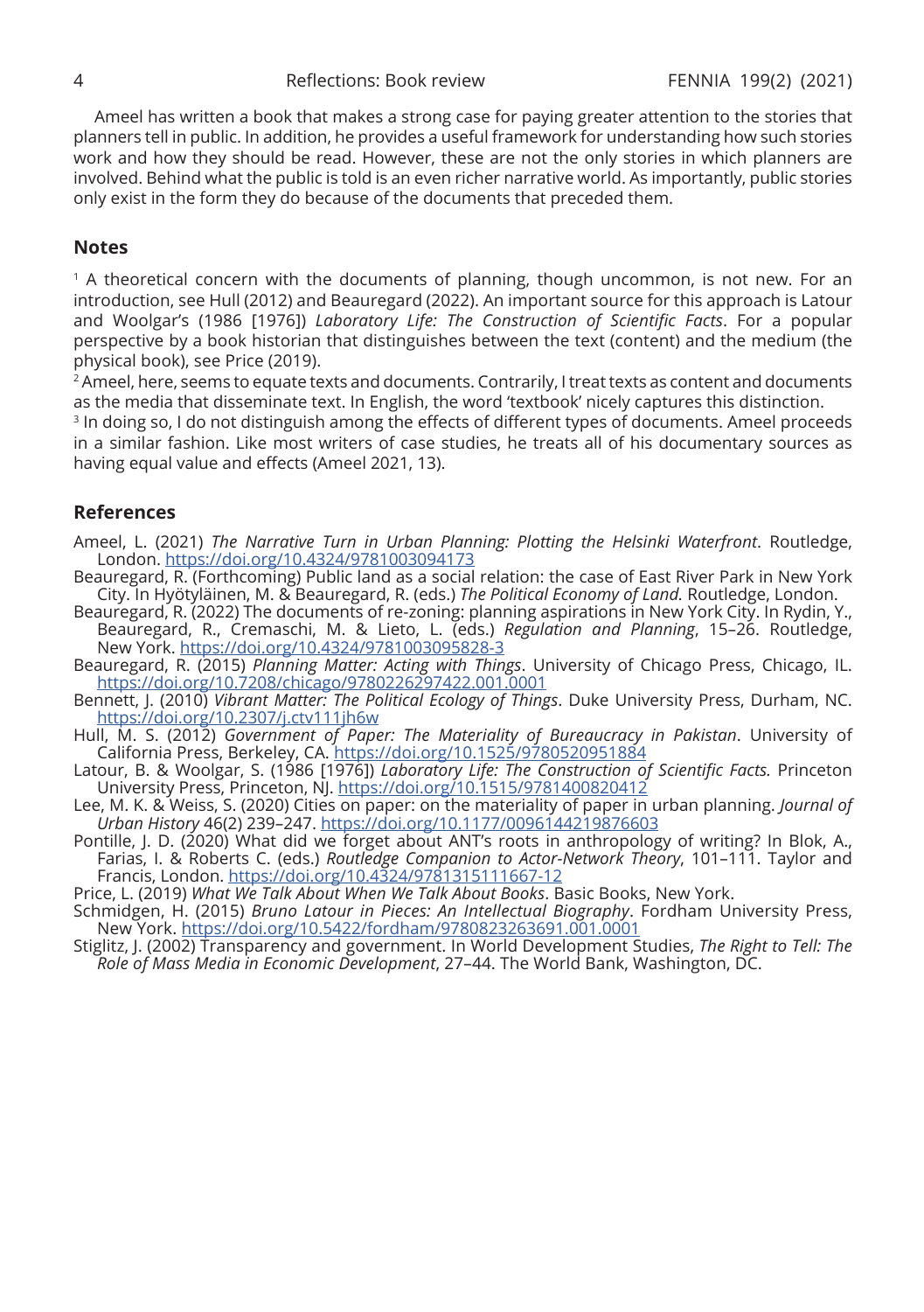Ameel has written a book that makes a strong case for paying greater attention to the stories that planners tell in public. In addition, he provides a useful framework for understanding how such stories work and how they should be read. However, these are not the only stories in which planners are involved. Behind what the public is told is an even richer narrative world. As importantly, public stories only exist in the form they do because of the documents that preceded them.

## Notes

[1] A theoretical concern with the documents of planning, though uncommon, is not new. For an introduction, see Hull (2012) and Beauregard (2022). An important source for this approach is Latour and Woolgar's (1986 [1976]) *Laboratory Life: The Construction of Scientific Facts*. For a popular perspective by a book historian that distinguishes between the text (content) and the medium (the physical book), see Price (2019).

[2] Ameel, here, seems to equate texts and documents. Contrarily, I treat texts as content and documents as the media that disseminate text. In English, the word 'textbook' nicely captures this distinction.

[3] In doing so, I do not distinguish among the effects of different types of documents. Ameel proceeds in a similar fashion. Like most writers of case studies, he treats all of his documentary sources as having equal value and effects (Ameel 2021, 13).

## References

Ameel, L. (2021) *The Narrative Turn in Urban Planning: Plotting the Helsinki Waterfront*. Routledge, London. https://doi.org/10.4324/9781003094173

Beauregard, R. (Forthcoming) Public land as a social relation: the case of East River Park in New York City. In Hyötyläinen, M. & Beauregard, R. (eds.) *The Political Economy of Land.* Routledge, London.

Beauregard, R. (2022) The documents of re-zoning: planning aspirations in New York City. In Rydin, Y., Beauregard, R., Cremaschi, M. & Lieto, L. (eds.) *Regulation and Planning*, 15–26. Routledge, New York. https://doi.org/10.4324/9781003095828-3

Beauregard, R. (2015) *Planning Matter: Acting with Things*. University of Chicago Press, Chicago, IL. https://doi.org/10.7208/chicago/9780226297422.001.0001

Bennett, J. (2010) *Vibrant Matter: The Political Ecology of Things*. Duke University Press, Durham, NC. https://doi.org/10.2307/j.ctv111jh6w

Hull, M. S. (2012) *Government of Paper: The Materiality of Bureaucracy in Pakistan*. University of California Press, Berkeley, CA. https://doi.org/10.1525/9780520951884

Latour, B. & Woolgar, S. (1986 [1976]) *Laboratory Life: The Construction of Scientific Facts.* Princeton University Press, Princeton, NJ. https://doi.org/10.1515/9781400820412

Lee, M. K. & Weiss, S. (2020) Cities on paper: on the materiality of paper in urban planning. *Journal of Urban History* 46(2) 239–247. https://doi.org/10.1177/0096144219876603

Pontille, J. D. (2020) What did we forget about ANT's roots in anthropology of writing? In Blok, A., Farias, I. & Roberts C. (eds.) *Routledge Companion to Actor-Network Theory*, 101–111. Taylor and Francis, London. https://doi.org/10.4324/9781315111667-12

Price, L. (2019) *What We Talk About When We Talk About Books*. Basic Books, New York.

Schmidgen, H. (2015) *Bruno Latour in Pieces: An Intellectual Biography*. Fordham University Press, New York. https://doi.org/10.5422/fordham/9780823263691.001.0001

Stiglitz, J. (2002) Transparency and government. In World Development Studies, *The Right to Tell: The Role of Mass Media in Economic Development*, 27–44. The World Bank, Washington, DC.